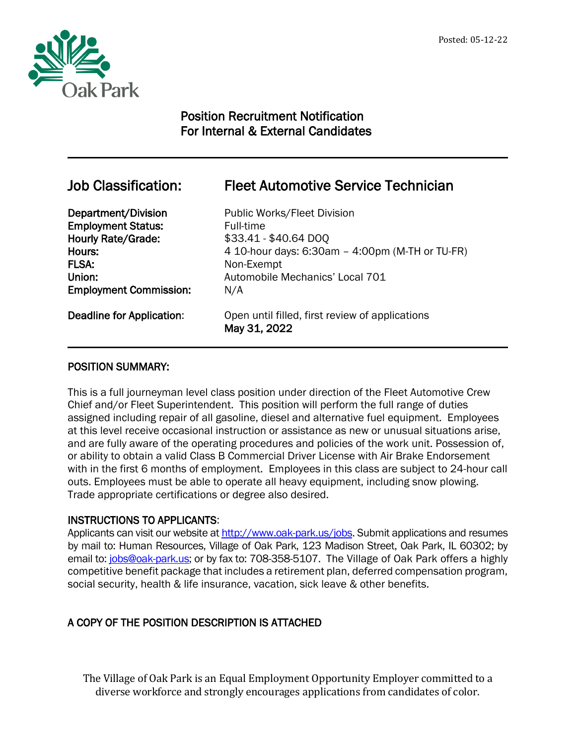Posted: 05-12-22

Oak Park

# Position Recruitment Notification
# For Internal & External Candidates

---

## Job Classification: Fleet Automotive Service Technician

| | |
|---|---|
| **Department/Division** | Public Works/Fleet Division |
| **Employment Status:** | Full-time |
| **Hourly Rate/Grade:** | $33.41 - $40.64 DOQ |
| **Hours:** | 4 10-hour days: 6:30am – 4:00pm (M-TH or TU-FR) |
| **FLSA:** | Non-Exempt |
| **Union:** | Automobile Mechanics' Local 701 |
| **Employment Commission:** | N/A |
| **Deadline for Application:** | Open until filled, first review of applications **May 31, 2022** |

---

### POSITION SUMMARY:

This is a full journeyman level class position under direction of the Fleet Automotive Crew Chief and/or Fleet Superintendent. This position will perform the full range of duties assigned including repair of all gasoline, diesel and alternative fuel equipment. Employees at this level receive occasional instruction or assistance as new or unusual situations arise, and are fully aware of the operating procedures and policies of the work unit. Possession of, or ability to obtain a valid Class B Commercial Driver License with Air Brake Endorsement with in the first 6 months of employment. Employees in this class are subject to 24-hour call outs. Employees must be able to operate all heavy equipment, including snow plowing. Trade appropriate certifications or degree also desired.

### INSTRUCTIONS TO APPLICANTS:

Applicants can visit our website at http://www.oak-park.us/jobs. Submit applications and resumes by mail to: Human Resources, Village of Oak Park, 123 Madison Street, Oak Park, IL 60302; by email to: jobs@oak-park.us; or by fax to: 708-358-5107. The Village of Oak Park offers a highly competitive benefit package that includes a retirement plan, deferred compensation program, social security, health & life insurance, vacation, sick leave & other benefits.

### A COPY OF THE POSITION DESCRIPTION IS ATTACHED

The Village of Oak Park is an Equal Employment Opportunity Employer committed to a diverse workforce and strongly encourages applications from candidates of color.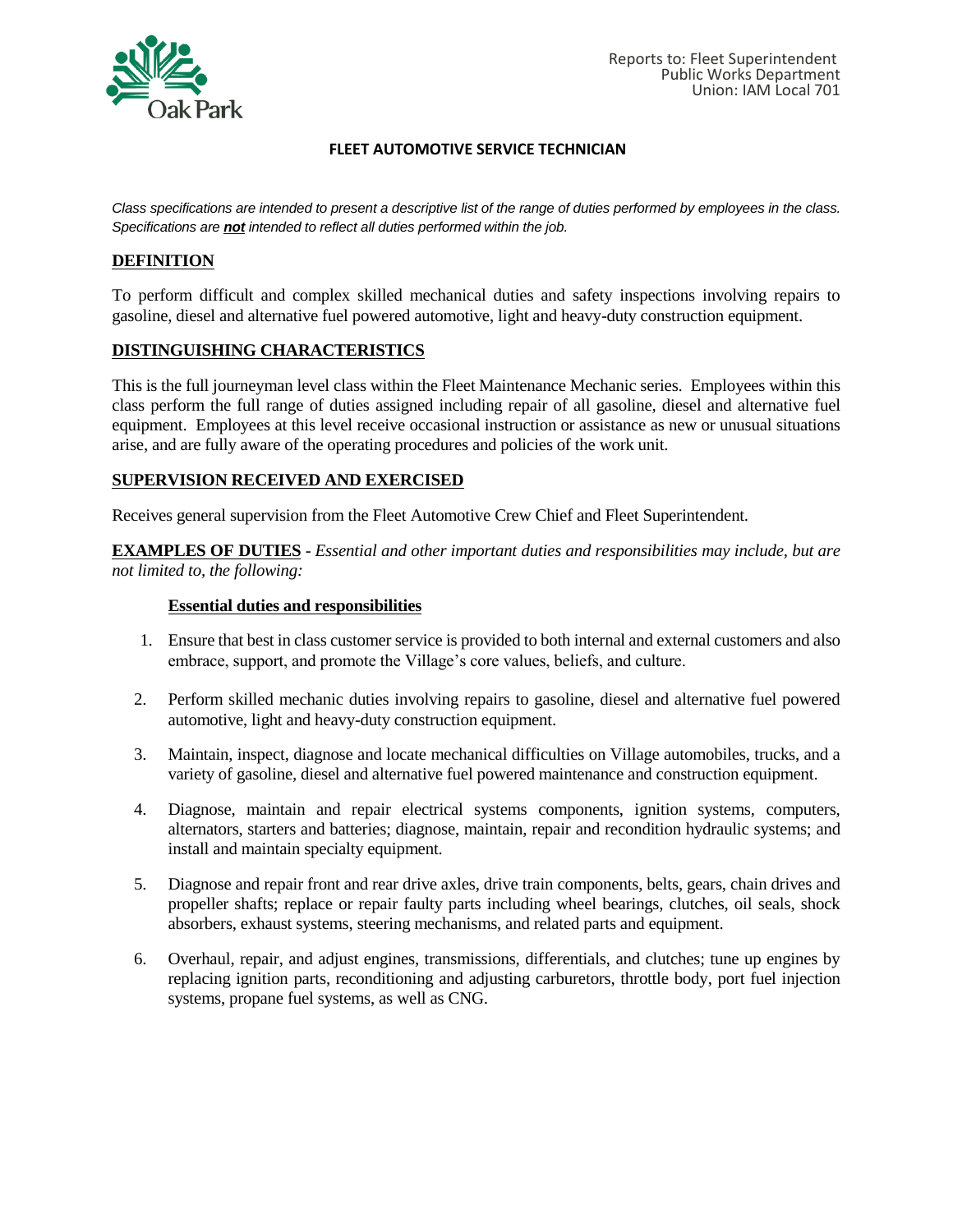Reports to: Fleet Superintendent
Public Works Department
Union: IAM Local 701

# FLEET AUTOMOTIVE SERVICE TECHNICIAN

*Class specifications are intended to present a descriptive list of the range of duties performed by employees in the class. Specifications are **not** intended to reflect all duties performed within the job.*

## DEFINITION

To perform difficult and complex skilled mechanical duties and safety inspections involving repairs to gasoline, diesel and alternative fuel powered automotive, light and heavy-duty construction equipment.

## DISTINGUISHING CHARACTERISTICS

This is the full journeyman level class within the Fleet Maintenance Mechanic series. Employees within this class perform the full range of duties assigned including repair of all gasoline, diesel and alternative fuel equipment. Employees at this level receive occasional instruction or assistance as new or unusual situations arise, and are fully aware of the operating procedures and policies of the work unit.

## SUPERVISION RECEIVED AND EXERCISED

Receives general supervision from the Fleet Automotive Crew Chief and Fleet Superintendent.

**EXAMPLES OF DUTIES** - *Essential and other important duties and responsibilities may include, but are not limited to, the following:*

### Essential duties and responsibilities

1. Ensure that best in class customer service is provided to both internal and external customers and also embrace, support, and promote the Village's core values, beliefs, and culture.

2. Perform skilled mechanic duties involving repairs to gasoline, diesel and alternative fuel powered automotive, light and heavy-duty construction equipment.

3. Maintain, inspect, diagnose and locate mechanical difficulties on Village automobiles, trucks, and a variety of gasoline, diesel and alternative fuel powered maintenance and construction equipment.

4. Diagnose, maintain and repair electrical systems components, ignition systems, computers, alternators, starters and batteries; diagnose, maintain, repair and recondition hydraulic systems; and install and maintain specialty equipment.

5. Diagnose and repair front and rear drive axles, drive train components, belts, gears, chain drives and propeller shafts; replace or repair faulty parts including wheel bearings, clutches, oil seals, shock absorbers, exhaust systems, steering mechanisms, and related parts and equipment.

6. Overhaul, repair, and adjust engines, transmissions, differentials, and clutches; tune up engines by replacing ignition parts, reconditioning and adjusting carburetors, throttle body, port fuel injection systems, propane fuel systems, as well as CNG.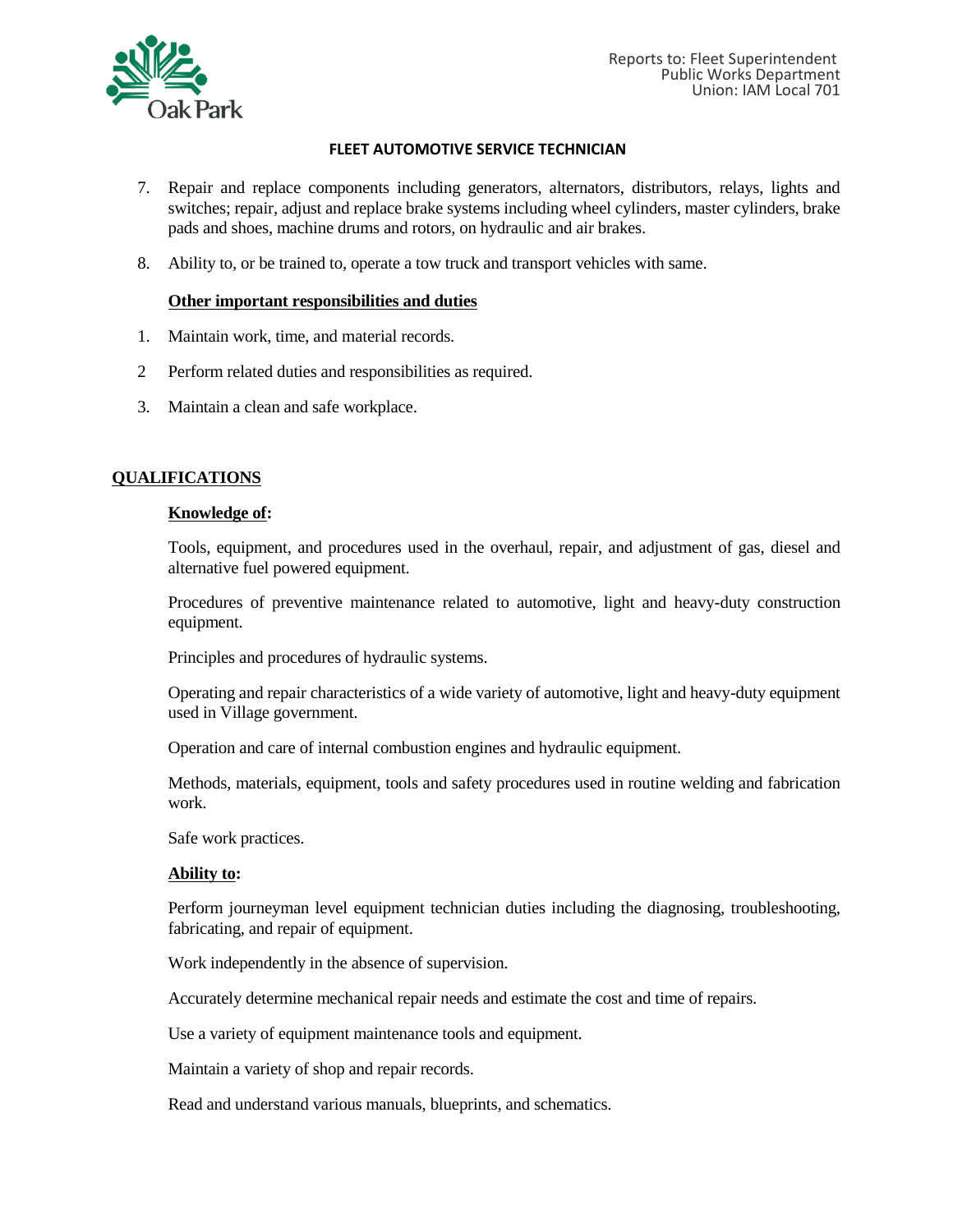Reports to: Fleet Superintendent
Public Works Department
Union: IAM Local 701

**FLEET AUTOMOTIVE SERVICE TECHNICIAN**

7. Repair and replace components including generators, alternators, distributors, relays, lights and switches; repair, adjust and replace brake systems including wheel cylinders, master cylinders, brake pads and shoes, machine drums and rotors, on hydraulic and air brakes.

8. Ability to, or be trained to, operate a tow truck and transport vehicles with same.

**Other important responsibilities and duties**

1. Maintain work, time, and material records.

2 Perform related duties and responsibilities as required.

3. Maintain a clean and safe workplace.

## QUALIFICATIONS

**Knowledge of:**

Tools, equipment, and procedures used in the overhaul, repair, and adjustment of gas, diesel and alternative fuel powered equipment.

Procedures of preventive maintenance related to automotive, light and heavy-duty construction equipment.

Principles and procedures of hydraulic systems.

Operating and repair characteristics of a wide variety of automotive, light and heavy-duty equipment used in Village government.

Operation and care of internal combustion engines and hydraulic equipment.

Methods, materials, equipment, tools and safety procedures used in routine welding and fabrication work.

Safe work practices.

**Ability to:**

Perform journeyman level equipment technician duties including the diagnosing, troubleshooting, fabricating, and repair of equipment.

Work independently in the absence of supervision.

Accurately determine mechanical repair needs and estimate the cost and time of repairs.

Use a variety of equipment maintenance tools and equipment.

Maintain a variety of shop and repair records.

Read and understand various manuals, blueprints, and schematics.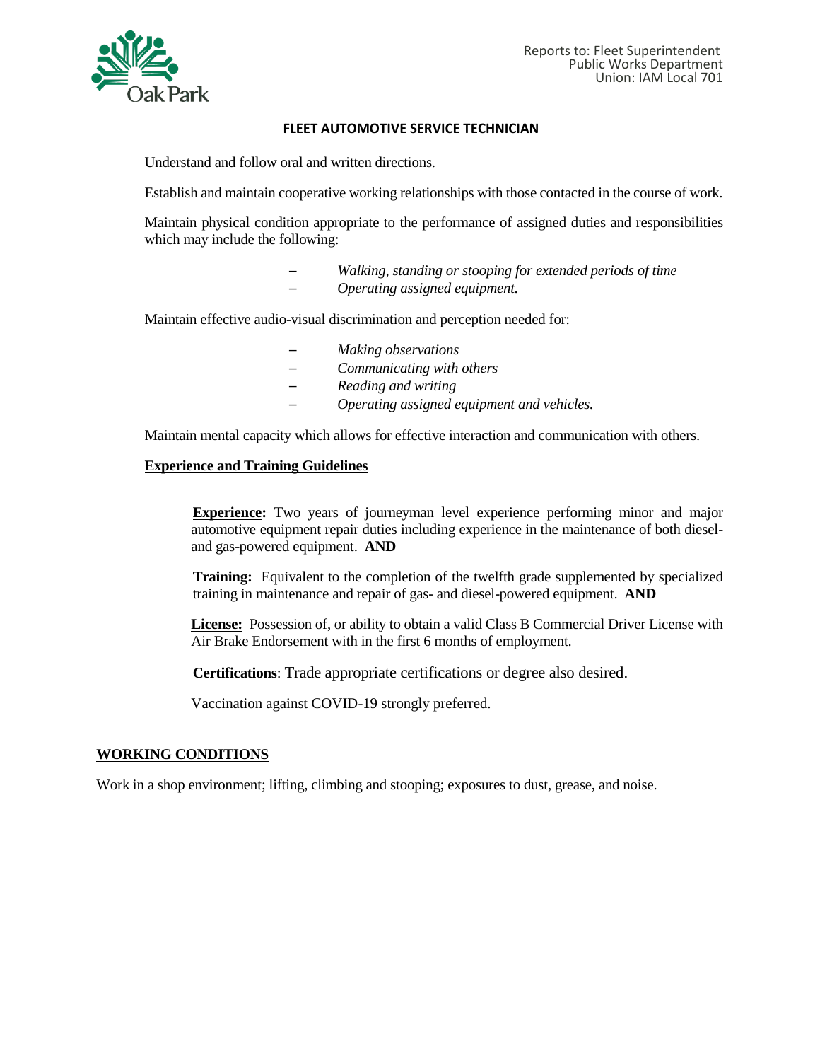Reports to: Fleet Superintendent
Public Works Department
Union: IAM Local 701

**FLEET AUTOMOTIVE SERVICE TECHNICIAN**

Understand and follow oral and written directions.

Establish and maintain cooperative working relationships with those contacted in the course of work.

Maintain physical condition appropriate to the performance of assigned duties and responsibilities which may include the following:

- *Walking, standing or stooping for extended periods of time*
- *Operating assigned equipment.*

Maintain effective audio-visual discrimination and perception needed for:

- *Making observations*
- *Communicating with others*
- *Reading and writing*
- *Operating assigned equipment and vehicles.*

Maintain mental capacity which allows for effective interaction and communication with others.

## Experience and Training Guidelines

**Experience:** Two years of journeyman level experience performing minor and major automotive equipment repair duties including experience in the maintenance of both diesel- and gas-powered equipment. **AND**

**Training:** Equivalent to the completion of the twelfth grade supplemented by specialized training in maintenance and repair of gas- and diesel-powered equipment. **AND**

**License:** Possession of, or ability to obtain a valid Class B Commercial Driver License with Air Brake Endorsement with in the first 6 months of employment.

**Certifications**: Trade appropriate certifications or degree also desired.

Vaccination against COVID-19 strongly preferred.

## WORKING CONDITIONS

Work in a shop environment; lifting, climbing and stooping; exposures to dust, grease, and noise.